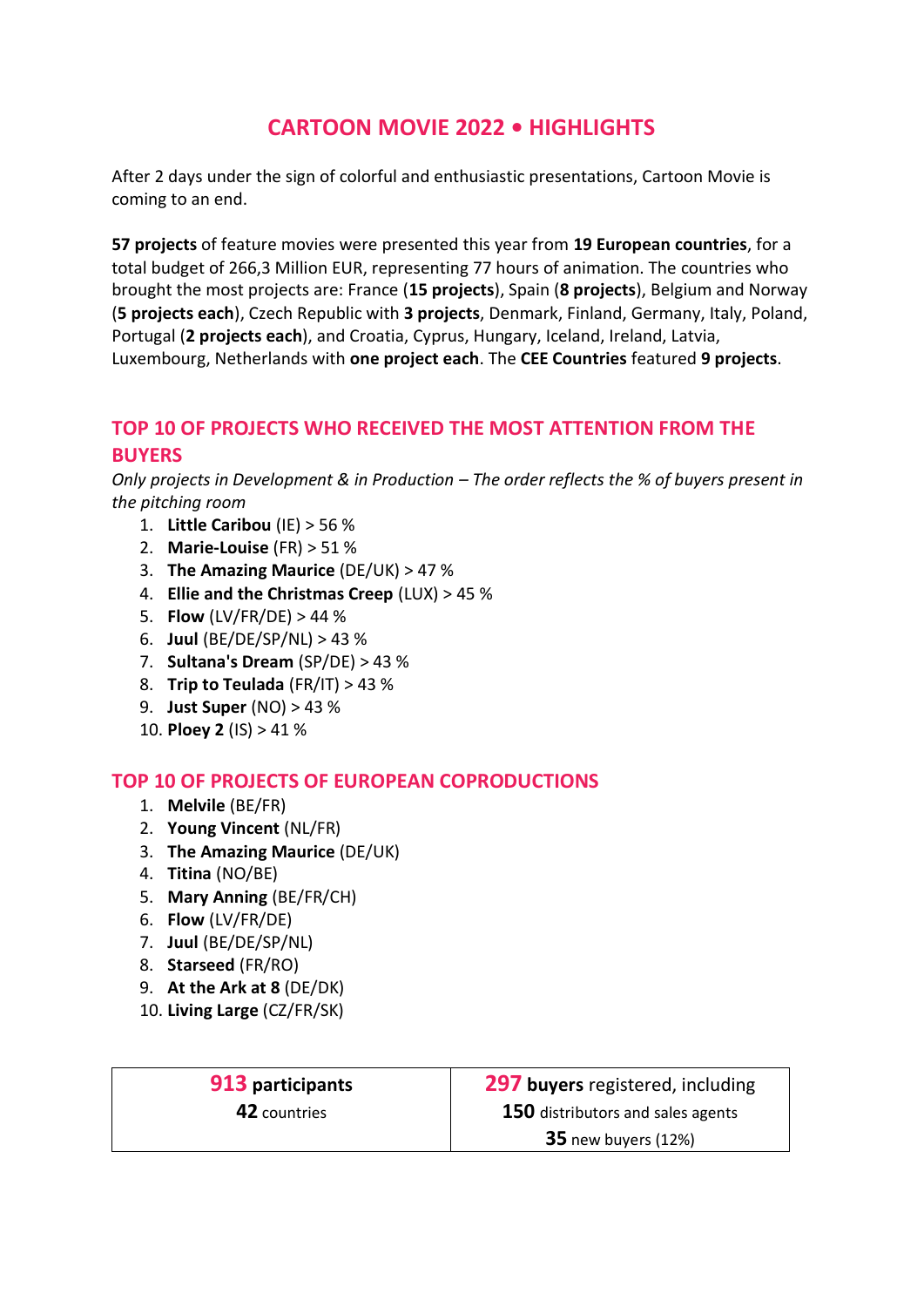# CARTOON MOVIE 2022 • HIGHLIGHTS

After 2 days under the sign of colorful and enthusiastic presentations, Cartoon Movie is coming to an end.

**57 projects** of feature movies were presented this year from **19 European countries**, for a total budget of 266,3 Million EUR, representing 77 hours of animation. The countries who brought the most projects are: France (**15 projects**), Spain (**8 projects**), Belgium and Norway (**5 projects each**), Czech Republic with **3 projects**, Denmark, Finland, Germany, Italy, Poland, Portugal (**2 projects each**), and Croatia, Cyprus, Hungary, Iceland, Ireland, Latvia, Luxembourg, Netherlands with **one project each**. The **CEE Countries** featured **9 projects**.

## TOP 10 OF PROJECTS WHO RECEIVED THE MOST ATTENTION FROM THE BUYERS

*Only projects in Development & in Production – The order reflects the % of buyers present in the pitching room*

1. **Little Caribou** (IE) > 56 %
2. **Marie-Louise** (FR) > 51 %
3. **The Amazing Maurice** (DE/UK) > 47 %
4. **Ellie and the Christmas Creep** (LUX) > 45 %
5. **Flow** (LV/FR/DE) > 44 %
6. **Juul** (BE/DE/SP/NL) > 43 %
7. **Sultana's Dream** (SP/DE) > 43 %
8. **Trip to Teulada** (FR/IT) > 43 %
9. **Just Super** (NO) > 43 %
10. **Ploey 2** (IS) > 41 %

## TOP 10 OF PROJECTS OF EUROPEAN COPRODUCTIONS

1. **Melvile** (BE/FR)
2. **Young Vincent** (NL/FR)
3. **The Amazing Maurice** (DE/UK)
4. **Titina** (NO/BE)
5. **Mary Anning** (BE/FR/CH)
6. **Flow** (LV/FR/DE)
7. **Juul** (BE/DE/SP/NL)
8. **Starseed** (FR/RO)
9. **At the Ark at 8** (DE/DK)
10. **Living Large** (CZ/FR/SK)

| **913 participants**<br>**42** countries | **297 buyers** registered, including<br>**150** distributors and sales agents<br>**35** new buyers (12%) |
|---|---|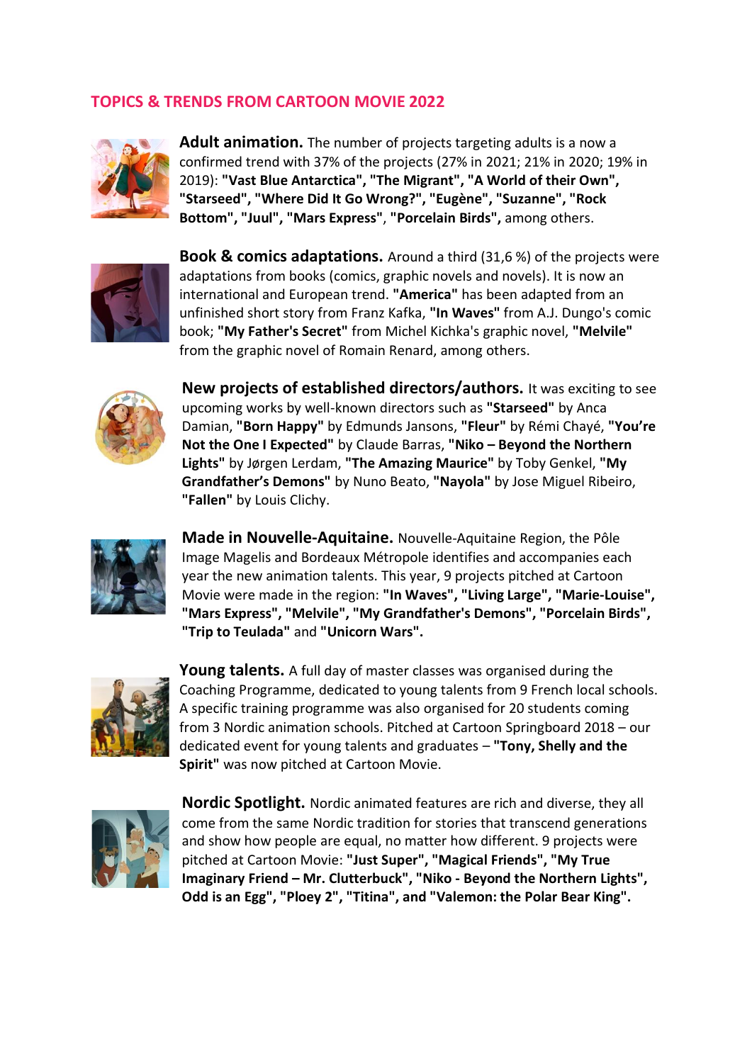## TOPICS & TRENDS FROM CARTOON MOVIE 2022

**Adult animation.** The number of projects targeting adults is a now a confirmed trend with 37% of the projects (27% in 2021; 21% in 2020; 19% in 2019): **"Vast Blue Antarctica", "The Migrant", "A World of their Own", "Starseed", "Where Did It Go Wrong?", "Eugène", "Suzanne", "Rock Bottom", "Juul", "Mars Express"**, **"Porcelain Birds",** among others.

**Book & comics adaptations.** Around a third (31,6 %) of the projects were adaptations from books (comics, graphic novels and novels). It is now an international and European trend. **"America"** has been adapted from an unfinished short story from Franz Kafka, **"In Waves"** from A.J. Dungo's comic book; **"My Father's Secret"** from Michel Kichka's graphic novel, **"Melvile"** from the graphic novel of Romain Renard, among others.

**New projects of established directors/authors.** It was exciting to see upcoming works by well-known directors such as **"Starseed"** by Anca Damian, **"Born Happy"** by Edmunds Jansons, **"Fleur"** by Rémi Chayé, **"You're Not the One I Expected"** by Claude Barras, **"Niko – Beyond the Northern Lights"** by Jørgen Lerdam, **"The Amazing Maurice"** by Toby Genkel, **"My Grandfather's Demons"** by Nuno Beato, **"Nayola"** by Jose Miguel Ribeiro, **"Fallen"** by Louis Clichy.

**Made in Nouvelle-Aquitaine.** Nouvelle-Aquitaine Region, the Pôle Image Magelis and Bordeaux Métropole identifies and accompanies each year the new animation talents. This year, 9 projects pitched at Cartoon Movie were made in the region: **"In Waves", "Living Large", "Marie-Louise", "Mars Express", "Melvile", "My Grandfather's Demons", "Porcelain Birds", "Trip to Teulada"** and **"Unicorn Wars".**

**Young talents.** A full day of master classes was organised during the Coaching Programme, dedicated to young talents from 9 French local schools. A specific training programme was also organised for 20 students coming from 3 Nordic animation schools. Pitched at Cartoon Springboard 2018 – our dedicated event for young talents and graduates – **"Tony, Shelly and the Spirit"** was now pitched at Cartoon Movie.

**Nordic Spotlight.** Nordic animated features are rich and diverse, they all come from the same Nordic tradition for stories that transcend generations and show how people are equal, no matter how different. 9 projects were pitched at Cartoon Movie: **"Just Super", "Magical Friends", "My True Imaginary Friend – Mr. Clutterbuck", "Niko - Beyond the Northern Lights", Odd is an Egg", "Ploey 2", "Titina", and "Valemon: the Polar Bear King".**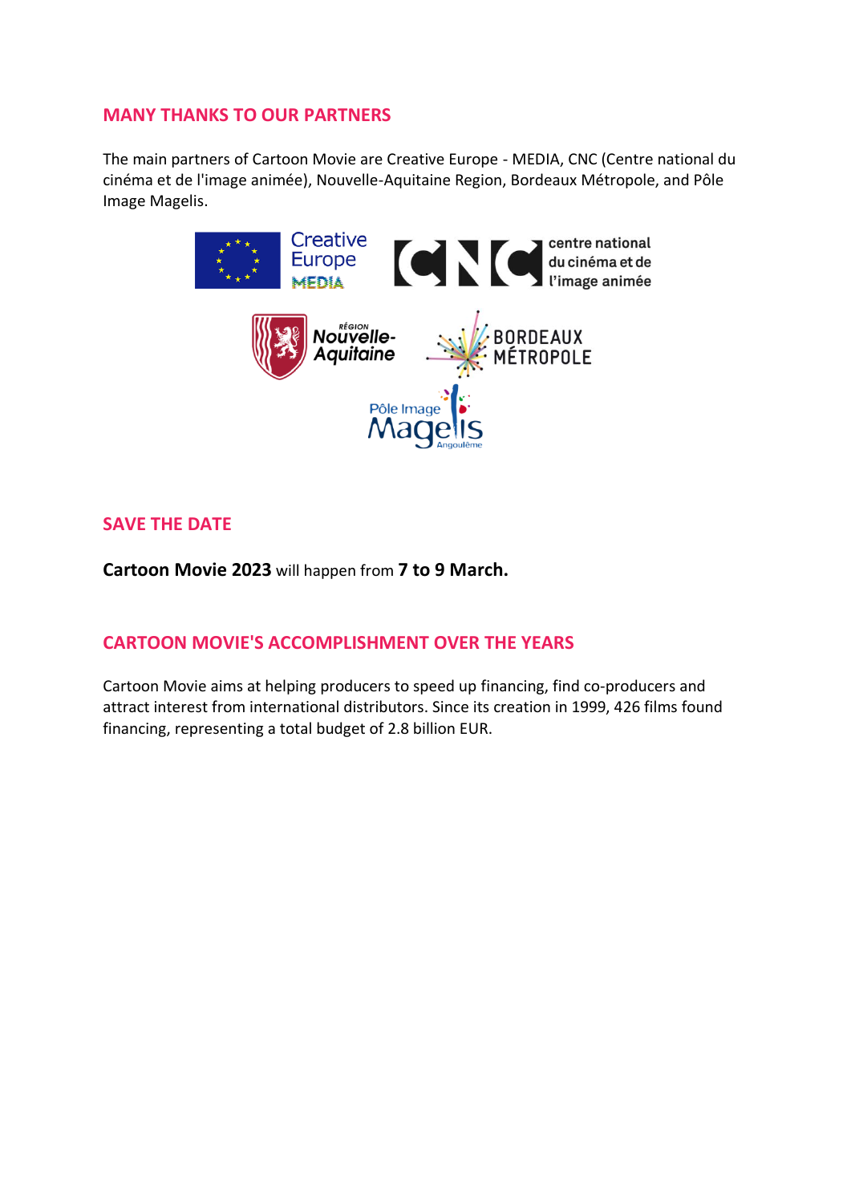## MANY THANKS TO OUR PARTNERS

The main partners of Cartoon Movie are Creative Europe - MEDIA, CNC (Centre national du cinéma et de l'image animée), Nouvelle-Aquitaine Region, Bordeaux Métropole, and Pôle Image Magelis.

## SAVE THE DATE

**Cartoon Movie 2023** will happen from **7 to 9 March.**

## CARTOON MOVIE'S ACCOMPLISHMENT OVER THE YEARS

Cartoon Movie aims at helping producers to speed up financing, find co-producers and attract interest from international distributors. Since its creation in 1999, 426 films found financing, representing a total budget of 2.8 billion EUR.